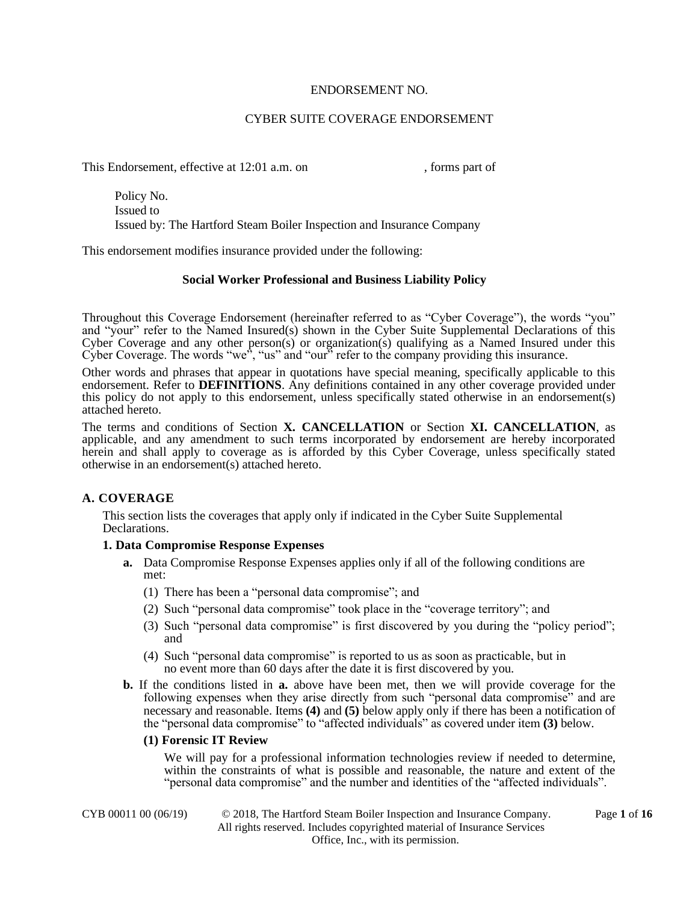ENDORSEMENT NO.

CYBER SUITE COVERAGE ENDORSEMENT

This Endorsement, effective at 12:01 a.m. on , forms part of

Policy No.
Issued to
Issued by: The Hartford Steam Boiler Inspection and Insurance Company

This endorsement modifies insurance provided under the following:

**Social Worker Professional and Business Liability Policy**

Throughout this Coverage Endorsement (hereinafter referred to as "Cyber Coverage"), the words "you" and "your" refer to the Named Insured(s) shown in the Cyber Suite Supplemental Declarations of this Cyber Coverage and any other person(s) or organization(s) qualifying as a Named Insured under this Cyber Coverage. The words "we", "us" and "our" refer to the company providing this insurance.

Other words and phrases that appear in quotations have special meaning, specifically applicable to this endorsement. Refer to **DEFINITIONS**. Any definitions contained in any other coverage provided under this policy do not apply to this endorsement, unless specifically stated otherwise in an endorsement(s) attached hereto.

The terms and conditions of Section **X. CANCELLATION** or Section **XI. CANCELLATION**, as applicable, and any amendment to such terms incorporated by endorsement are hereby incorporated herein and shall apply to coverage as is afforded by this Cyber Coverage, unless specifically stated otherwise in an endorsement(s) attached hereto.

## A. COVERAGE

This section lists the coverages that apply only if indicated in the Cyber Suite Supplemental Declarations.

### 1. Data Compromise Response Expenses

**a.** Data Compromise Response Expenses applies only if all of the following conditions are met:

(1) There has been a "personal data compromise"; and

(2) Such "personal data compromise" took place in the "coverage territory"; and

(3) Such "personal data compromise" is first discovered by you during the "policy period"; and

(4) Such "personal data compromise" is reported to us as soon as practicable, but in no event more than 60 days after the date it is first discovered by you.

**b.** If the conditions listed in **a.** above have been met, then we will provide coverage for the following expenses when they arise directly from such "personal data compromise" and are necessary and reasonable. Items **(4)** and **(5)** below apply only if there has been a notification of the "personal data compromise" to "affected individuals" as covered under item **(3)** below.

**(1) Forensic IT Review**

We will pay for a professional information technologies review if needed to determine, within the constraints of what is possible and reasonable, the nature and extent of the "personal data compromise" and the number and identities of the "affected individuals".

CYB 00011 00 (06/19) © 2018, The Hartford Steam Boiler Inspection and Insurance Company. All rights reserved. Includes copyrighted material of Insurance Services Office, Inc., with its permission.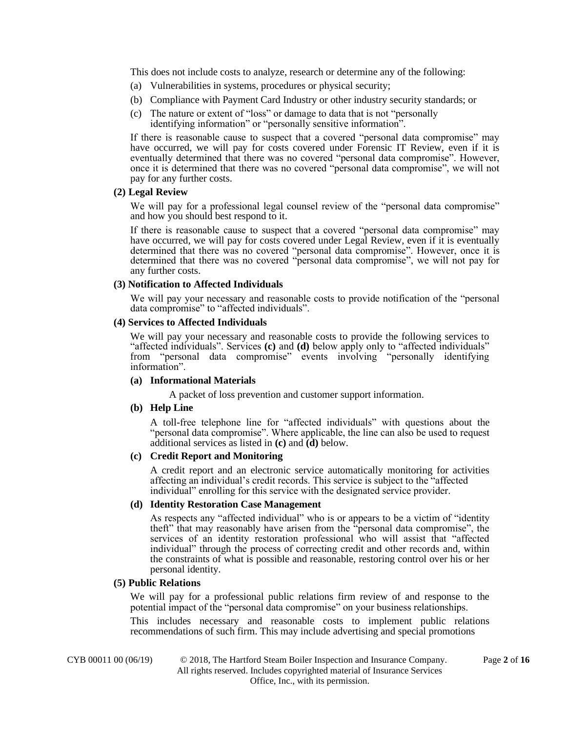This does not include costs to analyze, research or determine any of the following:

(a) Vulnerabilities in systems, procedures or physical security;

(b) Compliance with Payment Card Industry or other industry security standards; or

(c) The nature or extent of "loss" or damage to data that is not "personally identifying information" or "personally sensitive information".

If there is reasonable cause to suspect that a covered "personal data compromise" may have occurred, we will pay for costs covered under Forensic IT Review, even if it is eventually determined that there was no covered "personal data compromise". However, once it is determined that there was no covered "personal data compromise", we will not pay for any further costs.

**(2) Legal Review**

We will pay for a professional legal counsel review of the "personal data compromise" and how you should best respond to it.

If there is reasonable cause to suspect that a covered "personal data compromise" may have occurred, we will pay for costs covered under Legal Review, even if it is eventually determined that there was no covered "personal data compromise". However, once it is determined that there was no covered "personal data compromise", we will not pay for any further costs.

**(3) Notification to Affected Individuals**

We will pay your necessary and reasonable costs to provide notification of the "personal data compromise" to "affected individuals".

**(4) Services to Affected Individuals**

We will pay your necessary and reasonable costs to provide the following services to "affected individuals". Services **(c)** and **(d)** below apply only to "affected individuals" from "personal data compromise" events involving "personally identifying information".

**(a) Informational Materials**

A packet of loss prevention and customer support information.

**(b) Help Line**

A toll-free telephone line for "affected individuals" with questions about the "personal data compromise". Where applicable, the line can also be used to request additional services as listed in **(c)** and **(d)** below.

**(c) Credit Report and Monitoring**

A credit report and an electronic service automatically monitoring for activities affecting an individual's credit records. This service is subject to the "affected individual" enrolling for this service with the designated service provider.

**(d) Identity Restoration Case Management**

As respects any "affected individual" who is or appears to be a victim of "identity theft" that may reasonably have arisen from the "personal data compromise", the services of an identity restoration professional who will assist that "affected individual" through the process of correcting credit and other records and, within the constraints of what is possible and reasonable, restoring control over his or her personal identity.

**(5) Public Relations**

We will pay for a professional public relations firm review of and response to the potential impact of the "personal data compromise" on your business relationships.

This includes necessary and reasonable costs to implement public relations recommendations of such firm. This may include advertising and special promotions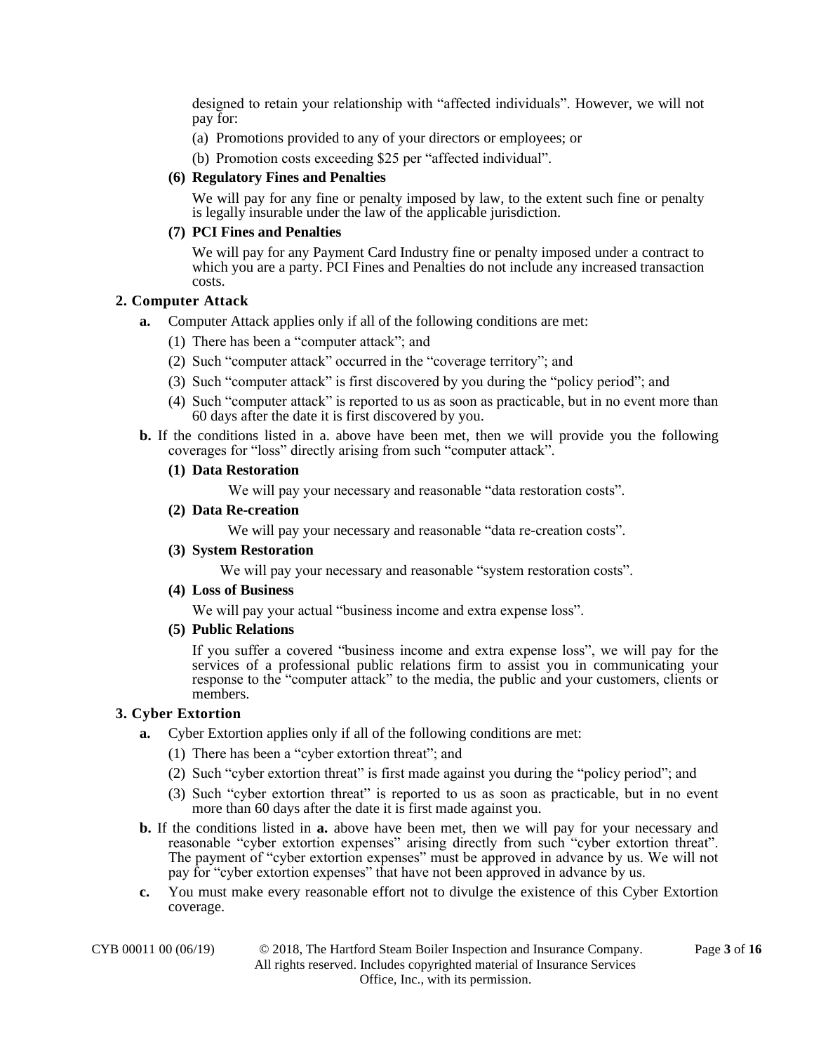designed to retain your relationship with "affected individuals". However, we will not pay for:

(a) Promotions provided to any of your directors or employees; or

(b) Promotion costs exceeding $25 per "affected individual".

**(6) Regulatory Fines and Penalties**

We will pay for any fine or penalty imposed by law, to the extent such fine or penalty is legally insurable under the law of the applicable jurisdiction.

**(7) PCI Fines and Penalties**

We will pay for any Payment Card Industry fine or penalty imposed under a contract to which you are a party. PCI Fines and Penalties do not include any increased transaction costs.

**2. Computer Attack**

**a.** Computer Attack applies only if all of the following conditions are met:

(1) There has been a "computer attack"; and

(2) Such "computer attack" occurred in the "coverage territory"; and

(3) Such "computer attack" is first discovered by you during the "policy period"; and

(4) Such "computer attack" is reported to us as soon as practicable, but in no event more than 60 days after the date it is first discovered by you.

**b.** If the conditions listed in a. above have been met, then we will provide you the following coverages for "loss" directly arising from such "computer attack".

**(1) Data Restoration**

We will pay your necessary and reasonable "data restoration costs".

**(2) Data Re-creation**

We will pay your necessary and reasonable "data re-creation costs".

**(3) System Restoration**

We will pay your necessary and reasonable "system restoration costs".

**(4) Loss of Business**

We will pay your actual "business income and extra expense loss".

**(5) Public Relations**

If you suffer a covered "business income and extra expense loss", we will pay for the services of a professional public relations firm to assist you in communicating your response to the "computer attack" to the media, the public and your customers, clients or members.

**3. Cyber Extortion**

**a.** Cyber Extortion applies only if all of the following conditions are met:

(1) There has been a "cyber extortion threat"; and

(2) Such "cyber extortion threat" is first made against you during the "policy period"; and

(3) Such "cyber extortion threat" is reported to us as soon as practicable, but in no event more than 60 days after the date it is first made against you.

**b.** If the conditions listed in **a.** above have been met, then we will pay for your necessary and reasonable "cyber extortion expenses" arising directly from such "cyber extortion threat". The payment of "cyber extortion expenses" must be approved in advance by us. We will not pay for "cyber extortion expenses" that have not been approved in advance by us.

**c.** You must make every reasonable effort not to divulge the existence of this Cyber Extortion coverage.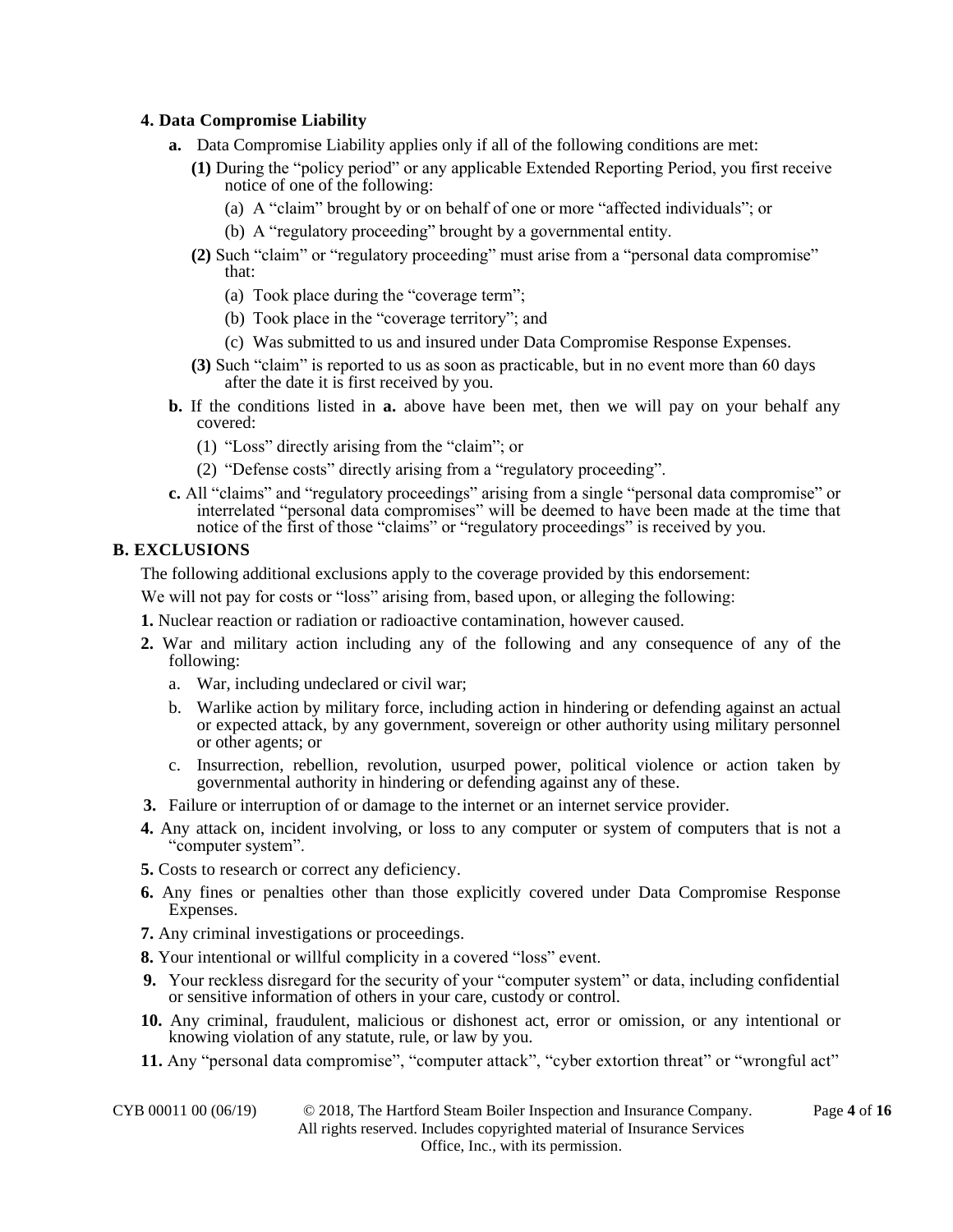### 4. Data Compromise Liability

**a.** Data Compromise Liability applies only if all of the following conditions are met:

**(1)** During the "policy period" or any applicable Extended Reporting Period, you first receive notice of one of the following:

(a) A "claim" brought by or on behalf of one or more "affected individuals"; or

(b) A "regulatory proceeding" brought by a governmental entity.

**(2)** Such "claim" or "regulatory proceeding" must arise from a "personal data compromise" that:

(a) Took place during the "coverage term";

(b) Took place in the "coverage territory"; and

(c) Was submitted to us and insured under Data Compromise Response Expenses.

**(3)** Such "claim" is reported to us as soon as practicable, but in no event more than 60 days after the date it is first received by you.

**b.** If the conditions listed in **a.** above have been met, then we will pay on your behalf any covered:

(1) "Loss" directly arising from the "claim"; or

(2) "Defense costs" directly arising from a "regulatory proceeding".

**c.** All "claims" and "regulatory proceedings" arising from a single "personal data compromise" or interrelated "personal data compromises" will be deemed to have been made at the time that notice of the first of those "claims" or "regulatory proceedings" is received by you.

## B. EXCLUSIONS

The following additional exclusions apply to the coverage provided by this endorsement:

We will not pay for costs or "loss" arising from, based upon, or alleging the following:

**1.** Nuclear reaction or radiation or radioactive contamination, however caused.

**2.** War and military action including any of the following and any consequence of any of the following:

a. War, including undeclared or civil war;

b. Warlike action by military force, including action in hindering or defending against an actual or expected attack, by any government, sovereign or other authority using military personnel or other agents; or

c. Insurrection, rebellion, revolution, usurped power, political violence or action taken by governmental authority in hindering or defending against any of these.

**3.** Failure or interruption of or damage to the internet or an internet service provider.

**4.** Any attack on, incident involving, or loss to any computer or system of computers that is not a "computer system".

**5.** Costs to research or correct any deficiency.

**6.** Any fines or penalties other than those explicitly covered under Data Compromise Response Expenses.

**7.** Any criminal investigations or proceedings.

**8.** Your intentional or willful complicity in a covered "loss" event.

**9.** Your reckless disregard for the security of your "computer system" or data, including confidential or sensitive information of others in your care, custody or control.

**10.** Any criminal, fraudulent, malicious or dishonest act, error or omission, or any intentional or knowing violation of any statute, rule, or law by you.

**11.** Any "personal data compromise", "computer attack", "cyber extortion threat" or "wrongful act"

CYB 00011 00 (06/19) © 2018, The Hartford Steam Boiler Inspection and Insurance Company. All rights reserved. Includes copyrighted material of Insurance Services Office, Inc., with its permission.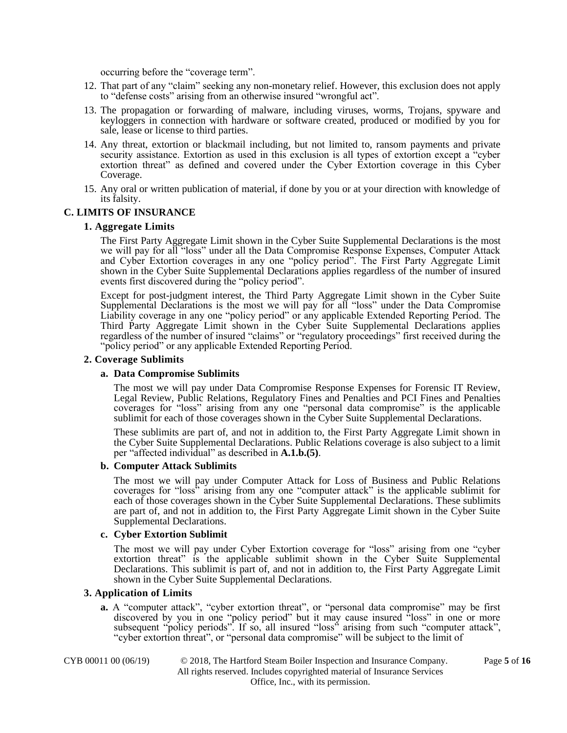occurring before the "coverage term".

12. That part of any "claim" seeking any non-monetary relief. However, this exclusion does not apply to "defense costs" arising from an otherwise insured "wrongful act".
13. The propagation or forwarding of malware, including viruses, worms, Trojans, spyware and keyloggers in connection with hardware or software created, produced or modified by you for sale, lease or license to third parties.
14. Any threat, extortion or blackmail including, but not limited to, ransom payments and private security assistance. Extortion as used in this exclusion is all types of extortion except a "cyber extortion threat" as defined and covered under the Cyber Extortion coverage in this Cyber Coverage.
15. Any oral or written publication of material, if done by you or at your direction with knowledge of its falsity.

## C. LIMITS OF INSURANCE

### 1. Aggregate Limits

The First Party Aggregate Limit shown in the Cyber Suite Supplemental Declarations is the most we will pay for all "loss" under all the Data Compromise Response Expenses, Computer Attack and Cyber Extortion coverages in any one "policy period". The First Party Aggregate Limit shown in the Cyber Suite Supplemental Declarations applies regardless of the number of insured events first discovered during the "policy period".

Except for post-judgment interest, the Third Party Aggregate Limit shown in the Cyber Suite Supplemental Declarations is the most we will pay for all "loss" under the Data Compromise Liability coverage in any one "policy period" or any applicable Extended Reporting Period. The Third Party Aggregate Limit shown in the Cyber Suite Supplemental Declarations applies regardless of the number of insured "claims" or "regulatory proceedings" first received during the "policy period" or any applicable Extended Reporting Period.

### 2. Coverage Sublimits

#### a. Data Compromise Sublimits

The most we will pay under Data Compromise Response Expenses for Forensic IT Review, Legal Review, Public Relations, Regulatory Fines and Penalties and PCI Fines and Penalties coverages for "loss" arising from any one "personal data compromise" is the applicable sublimit for each of those coverages shown in the Cyber Suite Supplemental Declarations.

These sublimits are part of, and not in addition to, the First Party Aggregate Limit shown in the Cyber Suite Supplemental Declarations. Public Relations coverage is also subject to a limit per "affected individual" as described in **A.1.b.(5)**.

#### b. Computer Attack Sublimits

The most we will pay under Computer Attack for Loss of Business and Public Relations coverages for "loss" arising from any one "computer attack" is the applicable sublimit for each of those coverages shown in the Cyber Suite Supplemental Declarations. These sublimits are part of, and not in addition to, the First Party Aggregate Limit shown in the Cyber Suite Supplemental Declarations.

#### c. Cyber Extortion Sublimit

The most we will pay under Cyber Extortion coverage for "loss" arising from one "cyber extortion threat" is the applicable sublimit shown in the Cyber Suite Supplemental Declarations. This sublimit is part of, and not in addition to, the First Party Aggregate Limit shown in the Cyber Suite Supplemental Declarations.

### 3. Application of Limits

**a.** A "computer attack", "cyber extortion threat", or "personal data compromise" may be first discovered by you in one "policy period" but it may cause insured "loss" in one or more subsequent "policy periods". If so, all insured "loss" arising from such "computer attack", "cyber extortion threat", or "personal data compromise" will be subject to the limit of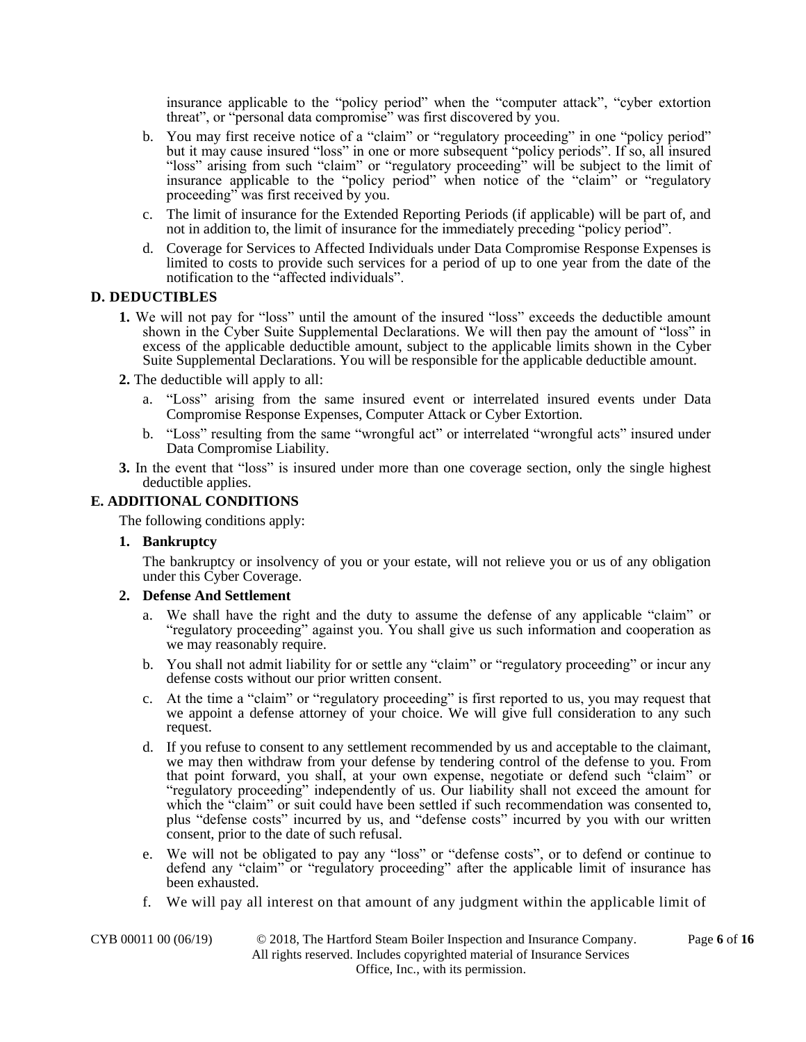insurance applicable to the "policy period" when the "computer attack", "cyber extortion threat", or "personal data compromise" was first discovered by you.

b. You may first receive notice of a "claim" or "regulatory proceeding" in one "policy period" but it may cause insured "loss" in one or more subsequent "policy periods". If so, all insured "loss" arising from such "claim" or "regulatory proceeding" will be subject to the limit of insurance applicable to the "policy period" when notice of the "claim" or "regulatory proceeding" was first received by you.

c. The limit of insurance for the Extended Reporting Periods (if applicable) will be part of, and not in addition to, the limit of insurance for the immediately preceding "policy period".

d. Coverage for Services to Affected Individuals under Data Compromise Response Expenses is limited to costs to provide such services for a period of up to one year from the date of the notification to the "affected individuals".

## D. DEDUCTIBLES

**1.** We will not pay for "loss" until the amount of the insured "loss" exceeds the deductible amount shown in the Cyber Suite Supplemental Declarations. We will then pay the amount of "loss" in excess of the applicable deductible amount, subject to the applicable limits shown in the Cyber Suite Supplemental Declarations. You will be responsible for the applicable deductible amount.

**2.** The deductible will apply to all:

a. "Loss" arising from the same insured event or interrelated insured events under Data Compromise Response Expenses, Computer Attack or Cyber Extortion.

b. "Loss" resulting from the same "wrongful act" or interrelated "wrongful acts" insured under Data Compromise Liability.

**3.** In the event that "loss" is insured under more than one coverage section, only the single highest deductible applies.

## E. ADDITIONAL CONDITIONS

The following conditions apply:

**1. Bankruptcy**

The bankruptcy or insolvency of you or your estate, will not relieve you or us of any obligation under this Cyber Coverage.

**2. Defense And Settlement**

a. We shall have the right and the duty to assume the defense of any applicable "claim" or "regulatory proceeding" against you. You shall give us such information and cooperation as we may reasonably require.

b. You shall not admit liability for or settle any "claim" or "regulatory proceeding" or incur any defense costs without our prior written consent.

c. At the time a "claim" or "regulatory proceeding" is first reported to us, you may request that we appoint a defense attorney of your choice. We will give full consideration to any such request.

d. If you refuse to consent to any settlement recommended by us and acceptable to the claimant, we may then withdraw from your defense by tendering control of the defense to you. From that point forward, you shall, at your own expense, negotiate or defend such "claim" or "regulatory proceeding" independently of us. Our liability shall not exceed the amount for which the "claim" or suit could have been settled if such recommendation was consented to, plus "defense costs" incurred by us, and "defense costs" incurred by you with our written consent, prior to the date of such refusal.

e. We will not be obligated to pay any "loss" or "defense costs", or to defend or continue to defend any "claim" or "regulatory proceeding" after the applicable limit of insurance has been exhausted.

f. We will pay all interest on that amount of any judgment within the applicable limit of

CYB 00011 00 (06/19) © 2018, The Hartford Steam Boiler Inspection and Insurance Company. All rights reserved. Includes copyrighted material of Insurance Services Office, Inc., with its permission.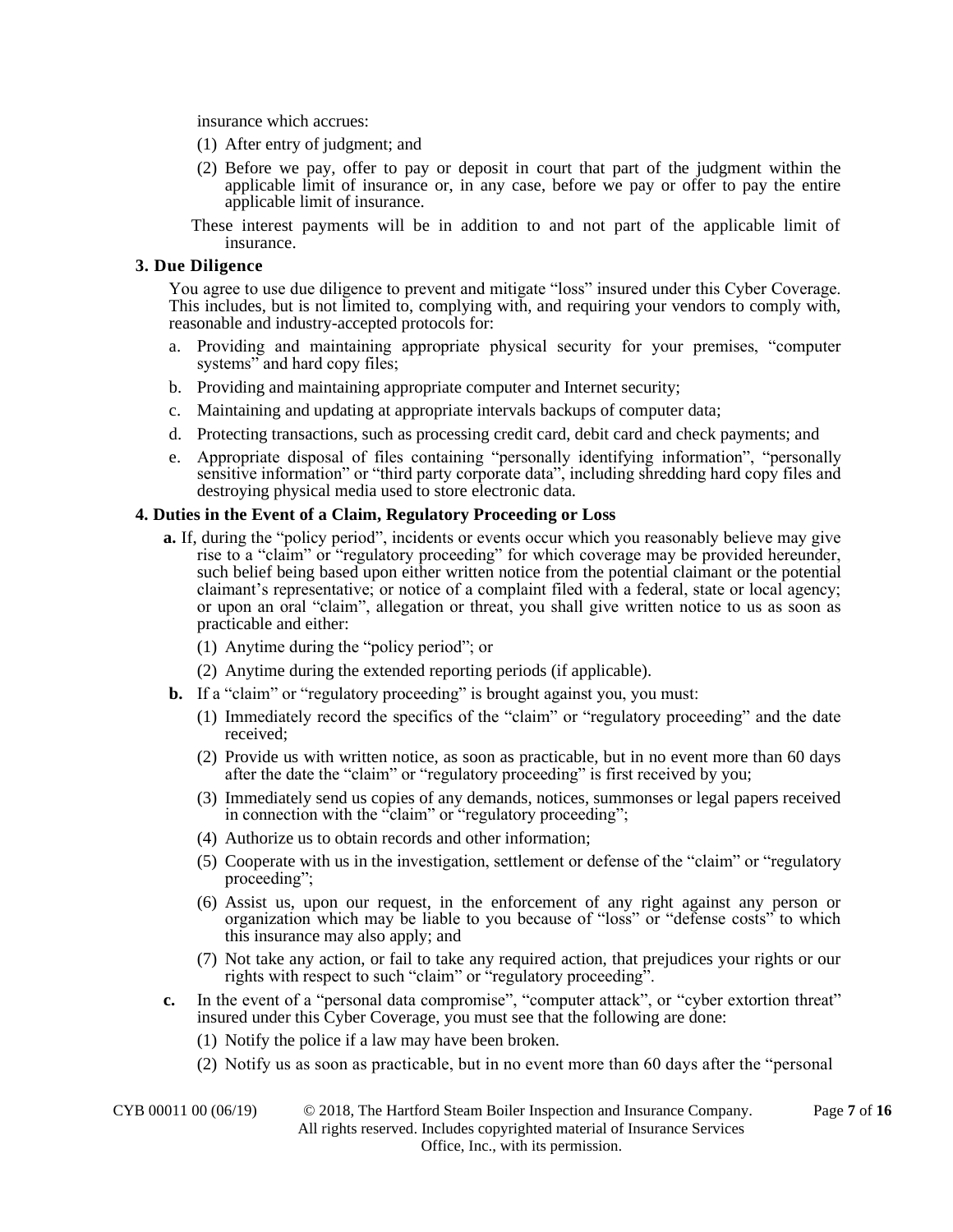insurance which accrues:

(1) After entry of judgment; and

(2) Before we pay, offer to pay or deposit in court that part of the judgment within the applicable limit of insurance or, in any case, before we pay or offer to pay the entire applicable limit of insurance.

These interest payments will be in addition to and not part of the applicable limit of insurance.

**3. Due Diligence**

You agree to use due diligence to prevent and mitigate "loss" insured under this Cyber Coverage. This includes, but is not limited to, complying with, and requiring your vendors to comply with, reasonable and industry-accepted protocols for:

a. Providing and maintaining appropriate physical security for your premises, "computer systems" and hard copy files;

b. Providing and maintaining appropriate computer and Internet security;

c. Maintaining and updating at appropriate intervals backups of computer data;

d. Protecting transactions, such as processing credit card, debit card and check payments; and

e. Appropriate disposal of files containing "personally identifying information", "personally sensitive information" or "third party corporate data", including shredding hard copy files and destroying physical media used to store electronic data.

**4. Duties in the Event of a Claim, Regulatory Proceeding or Loss**

**a.** If, during the "policy period", incidents or events occur which you reasonably believe may give rise to a "claim" or "regulatory proceeding" for which coverage may be provided hereunder, such belief being based upon either written notice from the potential claimant or the potential claimant's representative; or notice of a complaint filed with a federal, state or local agency; or upon an oral "claim", allegation or threat, you shall give written notice to us as soon as practicable and either:

(1) Anytime during the "policy period"; or

(2) Anytime during the extended reporting periods (if applicable).

**b.** If a "claim" or "regulatory proceeding" is brought against you, you must:

(1) Immediately record the specifics of the "claim" or "regulatory proceeding" and the date received;

(2) Provide us with written notice, as soon as practicable, but in no event more than 60 days after the date the "claim" or "regulatory proceeding" is first received by you;

(3) Immediately send us copies of any demands, notices, summonses or legal papers received in connection with the "claim" or "regulatory proceeding";

(4) Authorize us to obtain records and other information;

(5) Cooperate with us in the investigation, settlement or defense of the "claim" or "regulatory proceeding";

(6) Assist us, upon our request, in the enforcement of any right against any person or organization which may be liable to you because of "loss" or "defense costs" to which this insurance may also apply; and

(7) Not take any action, or fail to take any required action, that prejudices your rights or our rights with respect to such "claim" or "regulatory proceeding".

**c.** In the event of a "personal data compromise", "computer attack", or "cyber extortion threat" insured under this Cyber Coverage, you must see that the following are done:

(1) Notify the police if a law may have been broken.

(2) Notify us as soon as practicable, but in no event more than 60 days after the "personal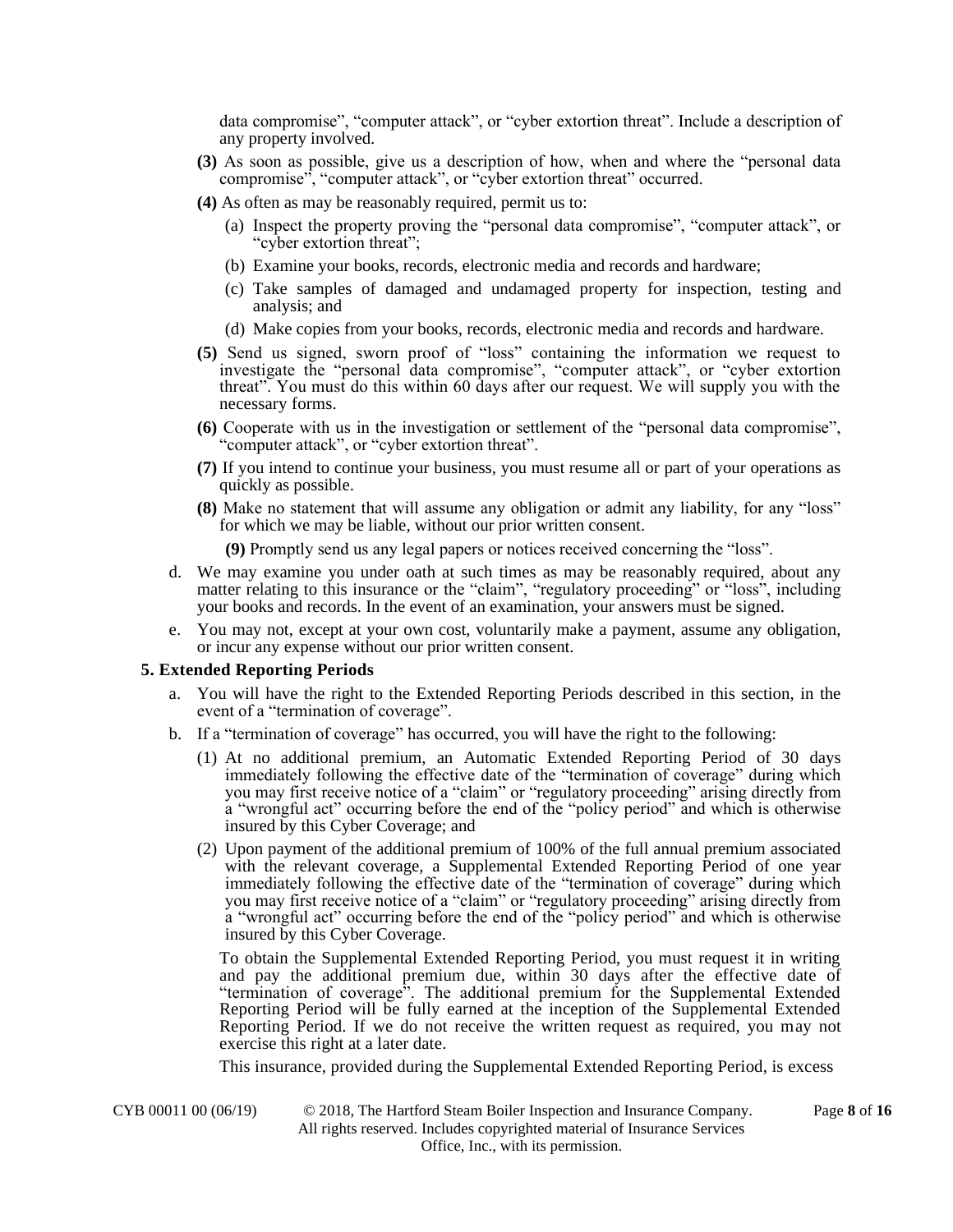data compromise", "computer attack", or "cyber extortion threat". Include a description of any property involved.

**(3)** As soon as possible, give us a description of how, when and where the "personal data compromise", "computer attack", or "cyber extortion threat" occurred.

**(4)** As often as may be reasonably required, permit us to:

(a) Inspect the property proving the "personal data compromise", "computer attack", or "cyber extortion threat";

(b) Examine your books, records, electronic media and records and hardware;

(c) Take samples of damaged and undamaged property for inspection, testing and analysis; and

(d) Make copies from your books, records, electronic media and records and hardware.

**(5)** Send us signed, sworn proof of "loss" containing the information we request to investigate the "personal data compromise", "computer attack", or "cyber extortion threat". You must do this within 60 days after our request. We will supply you with the necessary forms.

**(6)** Cooperate with us in the investigation or settlement of the "personal data compromise", "computer attack", or "cyber extortion threat".

**(7)** If you intend to continue your business, you must resume all or part of your operations as quickly as possible.

**(8)** Make no statement that will assume any obligation or admit any liability, for any "loss" for which we may be liable, without our prior written consent.

**(9)** Promptly send us any legal papers or notices received concerning the "loss".

d. We may examine you under oath at such times as may be reasonably required, about any matter relating to this insurance or the "claim", "regulatory proceeding" or "loss", including your books and records. In the event of an examination, your answers must be signed.

e. You may not, except at your own cost, voluntarily make a payment, assume any obligation, or incur any expense without our prior written consent.

**5. Extended Reporting Periods**

a. You will have the right to the Extended Reporting Periods described in this section, in the event of a "termination of coverage".

b. If a "termination of coverage" has occurred, you will have the right to the following:

(1) At no additional premium, an Automatic Extended Reporting Period of 30 days immediately following the effective date of the "termination of coverage" during which you may first receive notice of a "claim" or "regulatory proceeding" arising directly from a "wrongful act" occurring before the end of the "policy period" and which is otherwise insured by this Cyber Coverage; and

(2) Upon payment of the additional premium of 100% of the full annual premium associated with the relevant coverage, a Supplemental Extended Reporting Period of one year immediately following the effective date of the "termination of coverage" during which you may first receive notice of a "claim" or "regulatory proceeding" arising directly from a "wrongful act" occurring before the end of the "policy period" and which is otherwise insured by this Cyber Coverage.

To obtain the Supplemental Extended Reporting Period, you must request it in writing and pay the additional premium due, within 30 days after the effective date of "termination of coverage". The additional premium for the Supplemental Extended Reporting Period will be fully earned at the inception of the Supplemental Extended Reporting Period. If we do not receive the written request as required, you may not exercise this right at a later date.

This insurance, provided during the Supplemental Extended Reporting Period, is excess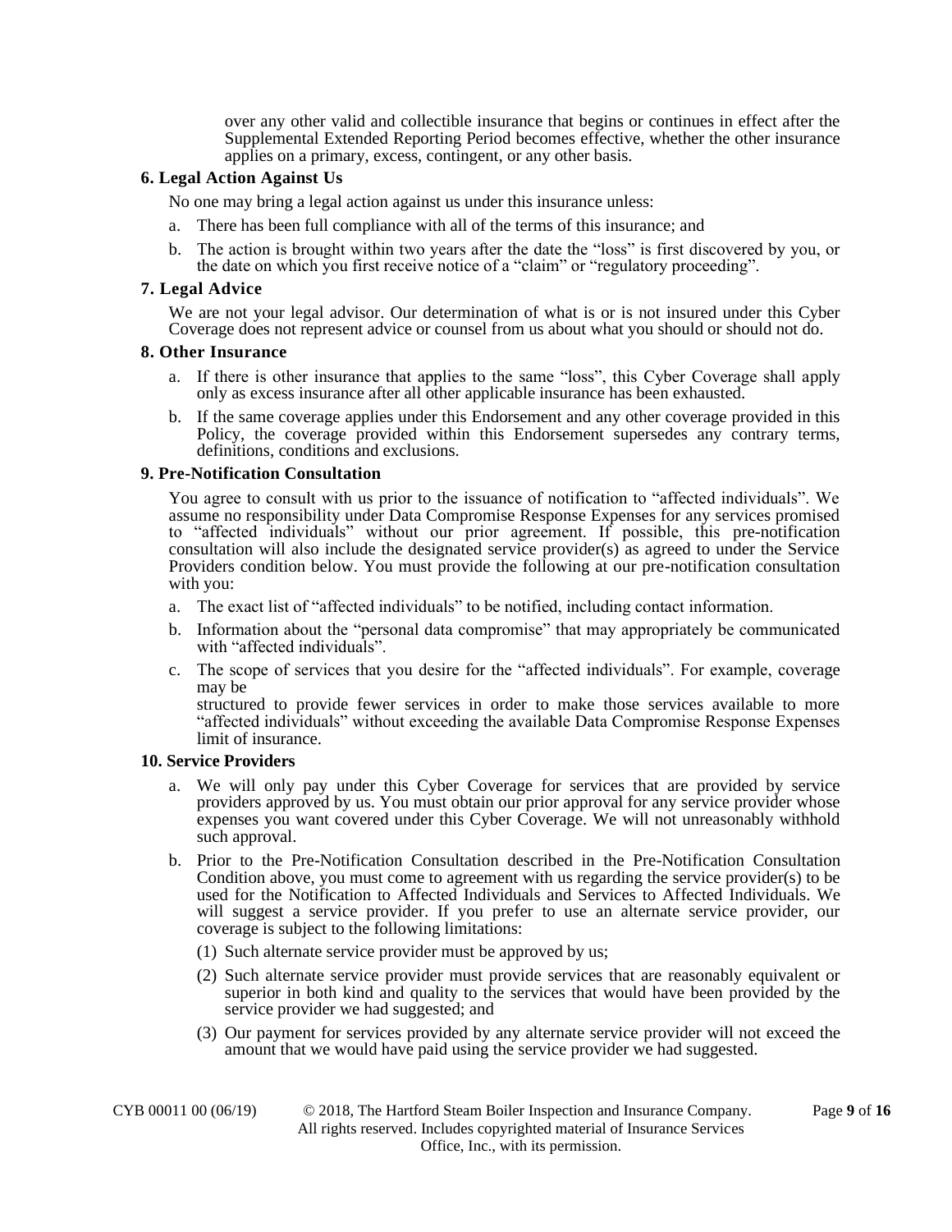over any other valid and collectible insurance that begins or continues in effect after the Supplemental Extended Reporting Period becomes effective, whether the other insurance applies on a primary, excess, contingent, or any other basis.

**6. Legal Action Against Us**

No one may bring a legal action against us under this insurance unless:

a. There has been full compliance with all of the terms of this insurance; and

b. The action is brought within two years after the date the "loss" is first discovered by you, or the date on which you first receive notice of a "claim" or "regulatory proceeding".

**7. Legal Advice**

We are not your legal advisor. Our determination of what is or is not insured under this Cyber Coverage does not represent advice or counsel from us about what you should or should not do.

**8. Other Insurance**

a. If there is other insurance that applies to the same "loss", this Cyber Coverage shall apply only as excess insurance after all other applicable insurance has been exhausted.

b. If the same coverage applies under this Endorsement and any other coverage provided in this Policy, the coverage provided within this Endorsement supersedes any contrary terms, definitions, conditions and exclusions.

**9. Pre-Notification Consultation**

You agree to consult with us prior to the issuance of notification to "affected individuals". We assume no responsibility under Data Compromise Response Expenses for any services promised to "affected individuals" without our prior agreement. If possible, this pre-notification consultation will also include the designated service provider(s) as agreed to under the Service Providers condition below. You must provide the following at our pre-notification consultation with you:

a. The exact list of "affected individuals" to be notified, including contact information.

b. Information about the "personal data compromise" that may appropriately be communicated with "affected individuals".

c. The scope of services that you desire for the "affected individuals". For example, coverage may be structured to provide fewer services in order to make those services available to more "affected individuals" without exceeding the available Data Compromise Response Expenses limit of insurance.

**10. Service Providers**

a. We will only pay under this Cyber Coverage for services that are provided by service providers approved by us. You must obtain our prior approval for any service provider whose expenses you want covered under this Cyber Coverage. We will not unreasonably withhold such approval.

b. Prior to the Pre-Notification Consultation described in the Pre-Notification Consultation Condition above, you must come to agreement with us regarding the service provider(s) to be used for the Notification to Affected Individuals and Services to Affected Individuals. We will suggest a service provider. If you prefer to use an alternate service provider, our coverage is subject to the following limitations:

   (1) Such alternate service provider must be approved by us;

   (2) Such alternate service provider must provide services that are reasonably equivalent or superior in both kind and quality to the services that would have been provided by the service provider we had suggested; and

   (3) Our payment for services provided by any alternate service provider will not exceed the amount that we would have paid using the service provider we had suggested.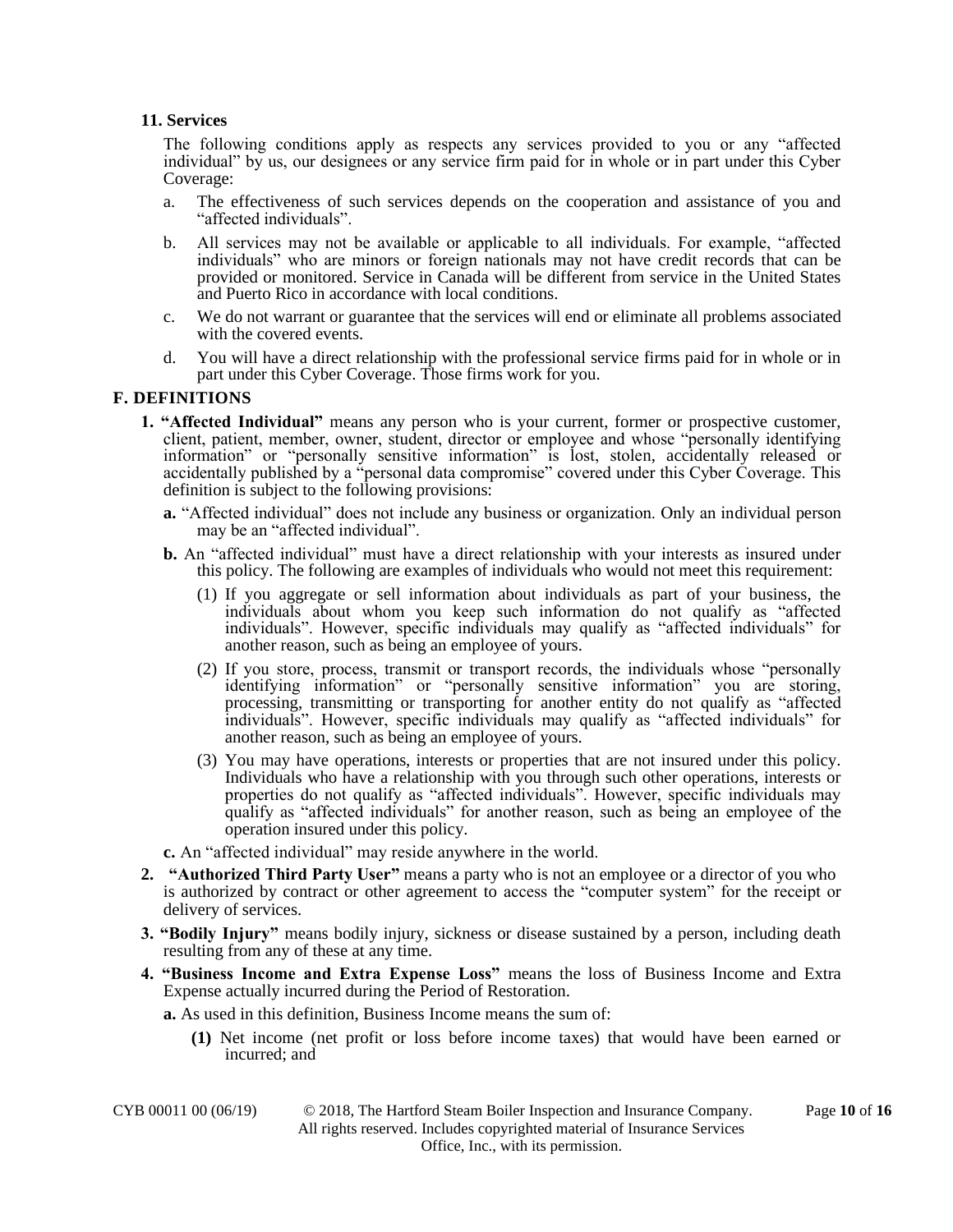**11. Services**

The following conditions apply as respects any services provided to you or any "affected individual" by us, our designees or any service firm paid for in whole or in part under this Cyber Coverage:

a. The effectiveness of such services depends on the cooperation and assistance of you and "affected individuals".

b. All services may not be available or applicable to all individuals. For example, "affected individuals" who are minors or foreign nationals may not have credit records that can be provided or monitored. Service in Canada will be different from service in the United States and Puerto Rico in accordance with local conditions.

c. We do not warrant or guarantee that the services will end or eliminate all problems associated with the covered events.

d. You will have a direct relationship with the professional service firms paid for in whole or in part under this Cyber Coverage. Those firms work for you.

## F. DEFINITIONS

**1. "Affected Individual"** means any person who is your current, former or prospective customer, client, patient, member, owner, student, director or employee and whose "personally identifying information" or "personally sensitive information" is lost, stolen, accidentally released or accidentally published by a "personal data compromise" covered under this Cyber Coverage. This definition is subject to the following provisions:

**a.** "Affected individual" does not include any business or organization. Only an individual person may be an "affected individual".

**b.** An "affected individual" must have a direct relationship with your interests as insured under this policy. The following are examples of individuals who would not meet this requirement:

(1) If you aggregate or sell information about individuals as part of your business, the individuals about whom you keep such information do not qualify as "affected individuals". However, specific individuals may qualify as "affected individuals" for another reason, such as being an employee of yours.

(2) If you store, process, transmit or transport records, the individuals whose "personally identifying information" or "personally sensitive information" you are storing, processing, transmitting or transporting for another entity do not qualify as "affected individuals". However, specific individuals may qualify as "affected individuals" for another reason, such as being an employee of yours.

(3) You may have operations, interests or properties that are not insured under this policy. Individuals who have a relationship with you through such other operations, interests or properties do not qualify as "affected individuals". However, specific individuals may qualify as "affected individuals" for another reason, such as being an employee of the operation insured under this policy.

**c.** An "affected individual" may reside anywhere in the world.

**2. "Authorized Third Party User"** means a party who is not an employee or a director of you who is authorized by contract or other agreement to access the "computer system" for the receipt or delivery of services.

**3. "Bodily Injury"** means bodily injury, sickness or disease sustained by a person, including death resulting from any of these at any time.

**4. "Business Income and Extra Expense Loss"** means the loss of Business Income and Extra Expense actually incurred during the Period of Restoration.

**a.** As used in this definition, Business Income means the sum of:

**(1)** Net income (net profit or loss before income taxes) that would have been earned or incurred; and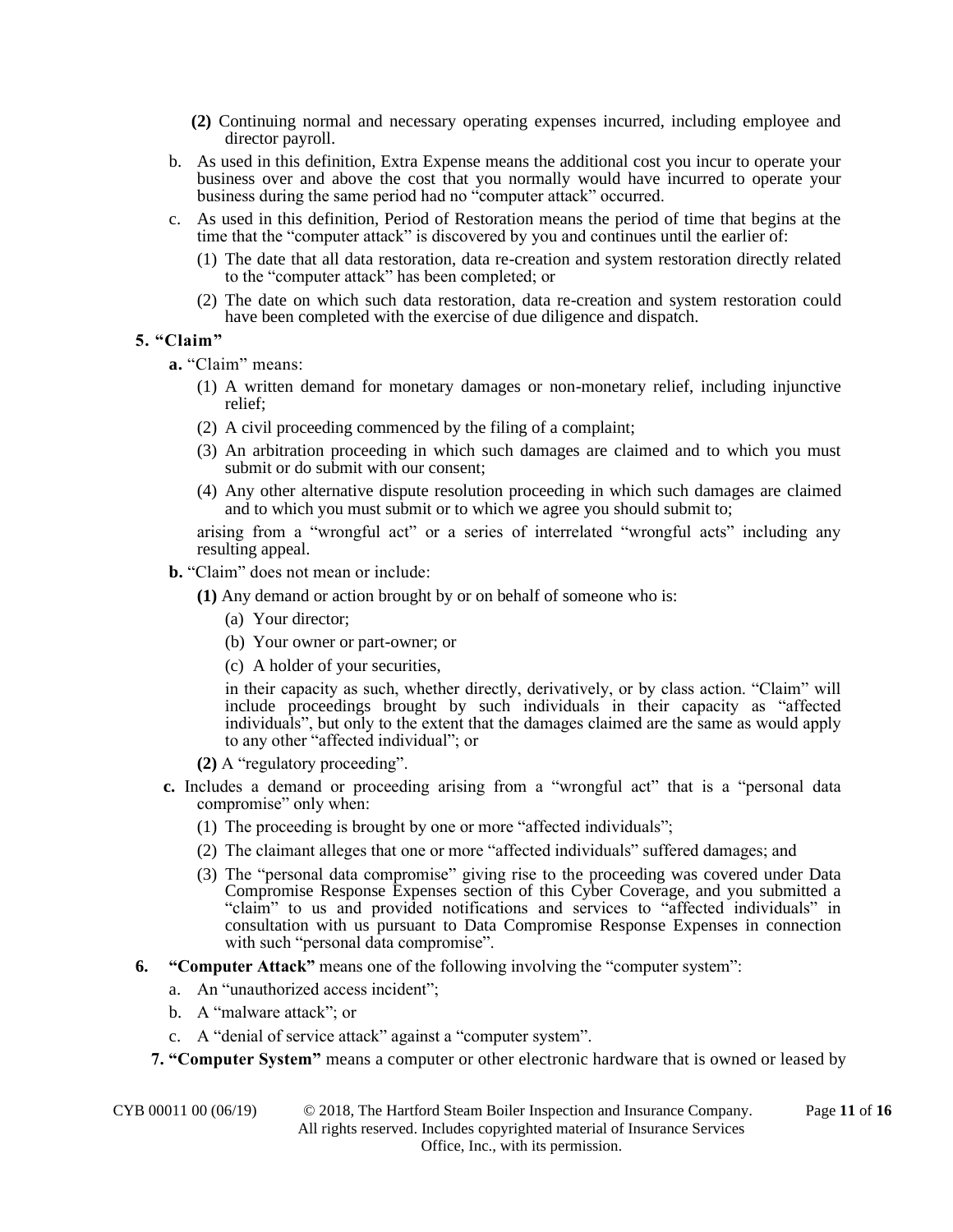**(2)** Continuing normal and necessary operating expenses incurred, including employee and director payroll.

b. As used in this definition, Extra Expense means the additional cost you incur to operate your business over and above the cost that you normally would have incurred to operate your business during the same period had no "computer attack" occurred.

c. As used in this definition, Period of Restoration means the period of time that begins at the time that the "computer attack" is discovered by you and continues until the earlier of:

(1) The date that all data restoration, data re-creation and system restoration directly related to the "computer attack" has been completed; or

(2) The date on which such data restoration, data re-creation and system restoration could have been completed with the exercise of due diligence and dispatch.

**5. "Claim"**

**a.** "Claim" means:

(1) A written demand for monetary damages or non-monetary relief, including injunctive relief;

(2) A civil proceeding commenced by the filing of a complaint;

(3) An arbitration proceeding in which such damages are claimed and to which you must submit or do submit with our consent;

(4) Any other alternative dispute resolution proceeding in which such damages are claimed and to which you must submit or to which we agree you should submit to;

arising from a "wrongful act" or a series of interrelated "wrongful acts" including any resulting appeal.

**b.** "Claim" does not mean or include:

**(1)** Any demand or action brought by or on behalf of someone who is:

(a) Your director;

(b) Your owner or part-owner; or

(c) A holder of your securities,

in their capacity as such, whether directly, derivatively, or by class action. "Claim" will include proceedings brought by such individuals in their capacity as "affected individuals", but only to the extent that the damages claimed are the same as would apply to any other "affected individual"; or

**(2)** A "regulatory proceeding".

**c.** Includes a demand or proceeding arising from a "wrongful act" that is a "personal data compromise" only when:

(1) The proceeding is brought by one or more "affected individuals";

(2) The claimant alleges that one or more "affected individuals" suffered damages; and

(3) The "personal data compromise" giving rise to the proceeding was covered under Data Compromise Response Expenses section of this Cyber Coverage, and you submitted a "claim" to us and provided notifications and services to "affected individuals" in consultation with us pursuant to Data Compromise Response Expenses in connection with such "personal data compromise".

**6. "Computer Attack"** means one of the following involving the "computer system":

a. An "unauthorized access incident";

b. A "malware attack"; or

c. A "denial of service attack" against a "computer system".

**7. "Computer System"** means a computer or other electronic hardware that is owned or leased by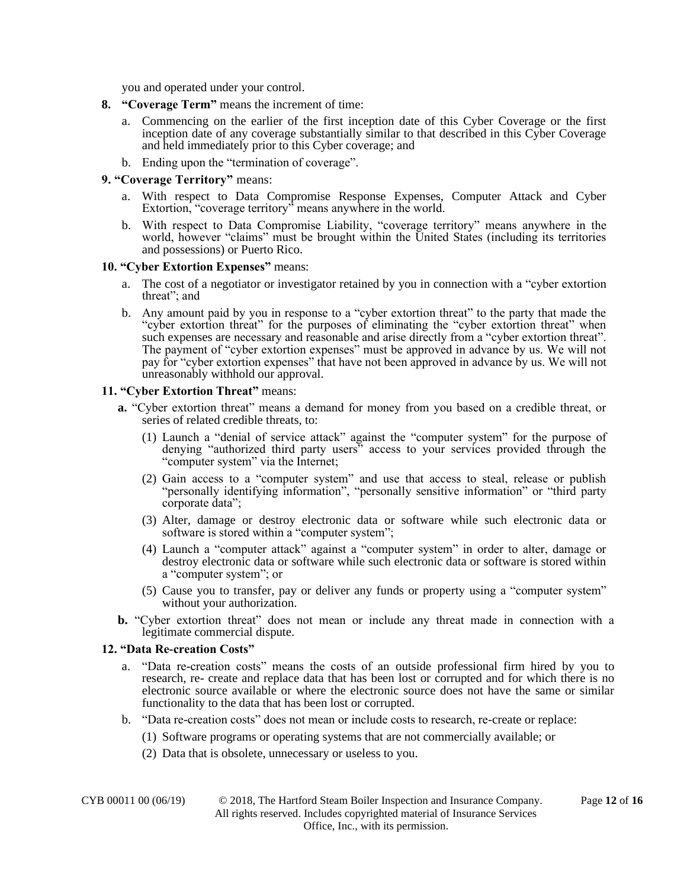you and operated under your control.

**8. "Coverage Term"** means the increment of time:

a. Commencing on the earlier of the first inception date of this Cyber Coverage or the first inception date of any coverage substantially similar to that described in this Cyber Coverage and held immediately prior to this Cyber coverage; and

b. Ending upon the "termination of coverage".

**9. "Coverage Territory"** means:

a. With respect to Data Compromise Response Expenses, Computer Attack and Cyber Extortion, "coverage territory" means anywhere in the world.

b. With respect to Data Compromise Liability, "coverage territory" means anywhere in the world, however "claims" must be brought within the United States (including its territories and possessions) or Puerto Rico.

**10. "Cyber Extortion Expenses"** means:

a. The cost of a negotiator or investigator retained by you in connection with a "cyber extortion threat"; and

b. Any amount paid by you in response to a "cyber extortion threat" to the party that made the "cyber extortion threat" for the purposes of eliminating the "cyber extortion threat" when such expenses are necessary and reasonable and arise directly from a "cyber extortion threat". The payment of "cyber extortion expenses" must be approved in advance by us. We will not pay for "cyber extortion expenses" that have not been approved in advance by us. We will not unreasonably withhold our approval.

**11. "Cyber Extortion Threat"** means:

**a.** "Cyber extortion threat" means a demand for money from you based on a credible threat, or series of related credible threats, to:

(1) Launch a "denial of service attack" against the "computer system" for the purpose of denying "authorized third party users" access to your services provided through the "computer system" via the Internet;

(2) Gain access to a "computer system" and use that access to steal, release or publish "personally identifying information", "personally sensitive information" or "third party corporate data";

(3) Alter, damage or destroy electronic data or software while such electronic data or software is stored within a "computer system";

(4) Launch a "computer attack" against a "computer system" in order to alter, damage or destroy electronic data or software while such electronic data or software is stored within a "computer system"; or

(5) Cause you to transfer, pay or deliver any funds or property using a "computer system" without your authorization.

**b.** "Cyber extortion threat" does not mean or include any threat made in connection with a legitimate commercial dispute.

**12. "Data Re-creation Costs"**

a. "Data re-creation costs" means the costs of an outside professional firm hired by you to research, re- create and replace data that has been lost or corrupted and for which there is no electronic source available or where the electronic source does not have the same or similar functionality to the data that has been lost or corrupted.

b. "Data re-creation costs" does not mean or include costs to research, re-create or replace:

(1) Software programs or operating systems that are not commercially available; or

(2) Data that is obsolete, unnecessary or useless to you.

CYB 00011 00 (06/19) © 2018, The Hartford Steam Boiler Inspection and Insurance Company. All rights reserved. Includes copyrighted material of Insurance Services Office, Inc., with its permission.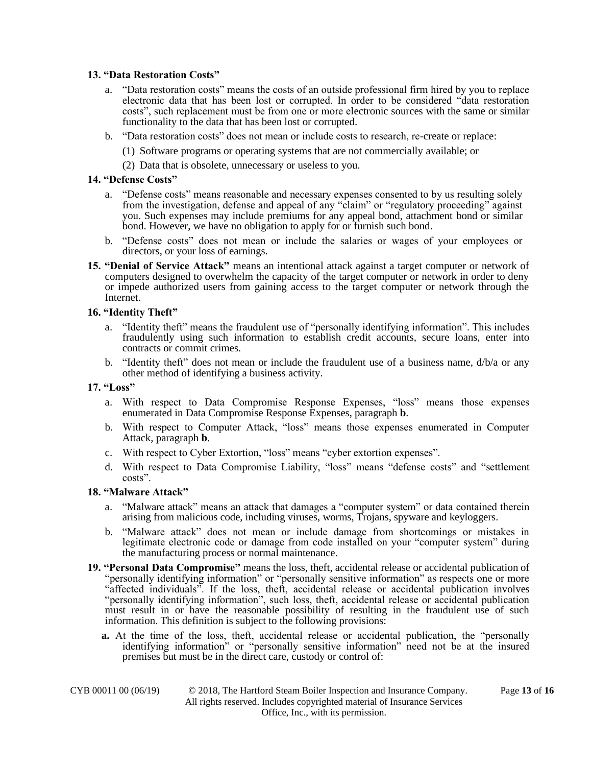**13. "Data Restoration Costs"**

a. "Data restoration costs" means the costs of an outside professional firm hired by you to replace electronic data that has been lost or corrupted. In order to be considered "data restoration costs", such replacement must be from one or more electronic sources with the same or similar functionality to the data that has been lost or corrupted.

b. "Data restoration costs" does not mean or include costs to research, re-create or replace:

(1) Software programs or operating systems that are not commercially available; or

(2) Data that is obsolete, unnecessary or useless to you.

**14. "Defense Costs"**

a. "Defense costs" means reasonable and necessary expenses consented to by us resulting solely from the investigation, defense and appeal of any "claim" or "regulatory proceeding" against you. Such expenses may include premiums for any appeal bond, attachment bond or similar bond. However, we have no obligation to apply for or furnish such bond.

b. "Defense costs" does not mean or include the salaries or wages of your employees or directors, or your loss of earnings.

**15. "Denial of Service Attack"** means an intentional attack against a target computer or network of computers designed to overwhelm the capacity of the target computer or network in order to deny or impede authorized users from gaining access to the target computer or network through the Internet.

**16. "Identity Theft"**

a. "Identity theft" means the fraudulent use of "personally identifying information". This includes fraudulently using such information to establish credit accounts, secure loans, enter into contracts or commit crimes.

b. "Identity theft" does not mean or include the fraudulent use of a business name, d/b/a or any other method of identifying a business activity.

**17. "Loss"**

a. With respect to Data Compromise Response Expenses, "loss" means those expenses enumerated in Data Compromise Response Expenses, paragraph **b**.

b. With respect to Computer Attack, "loss" means those expenses enumerated in Computer Attack, paragraph **b**.

c. With respect to Cyber Extortion, "loss" means "cyber extortion expenses".

d. With respect to Data Compromise Liability, "loss" means "defense costs" and "settlement costs".

**18. "Malware Attack"**

a. "Malware attack" means an attack that damages a "computer system" or data contained therein arising from malicious code, including viruses, worms, Trojans, spyware and keyloggers.

b. "Malware attack" does not mean or include damage from shortcomings or mistakes in legitimate electronic code or damage from code installed on your "computer system" during the manufacturing process or normal maintenance.

**19. "Personal Data Compromise"** means the loss, theft, accidental release or accidental publication of "personally identifying information" or "personally sensitive information" as respects one or more "affected individuals". If the loss, theft, accidental release or accidental publication involves "personally identifying information", such loss, theft, accidental release or accidental publication must result in or have the reasonable possibility of resulting in the fraudulent use of such information. This definition is subject to the following provisions:

**a.** At the time of the loss, theft, accidental release or accidental publication, the "personally identifying information" or "personally sensitive information" need not be at the insured premises but must be in the direct care, custody or control of: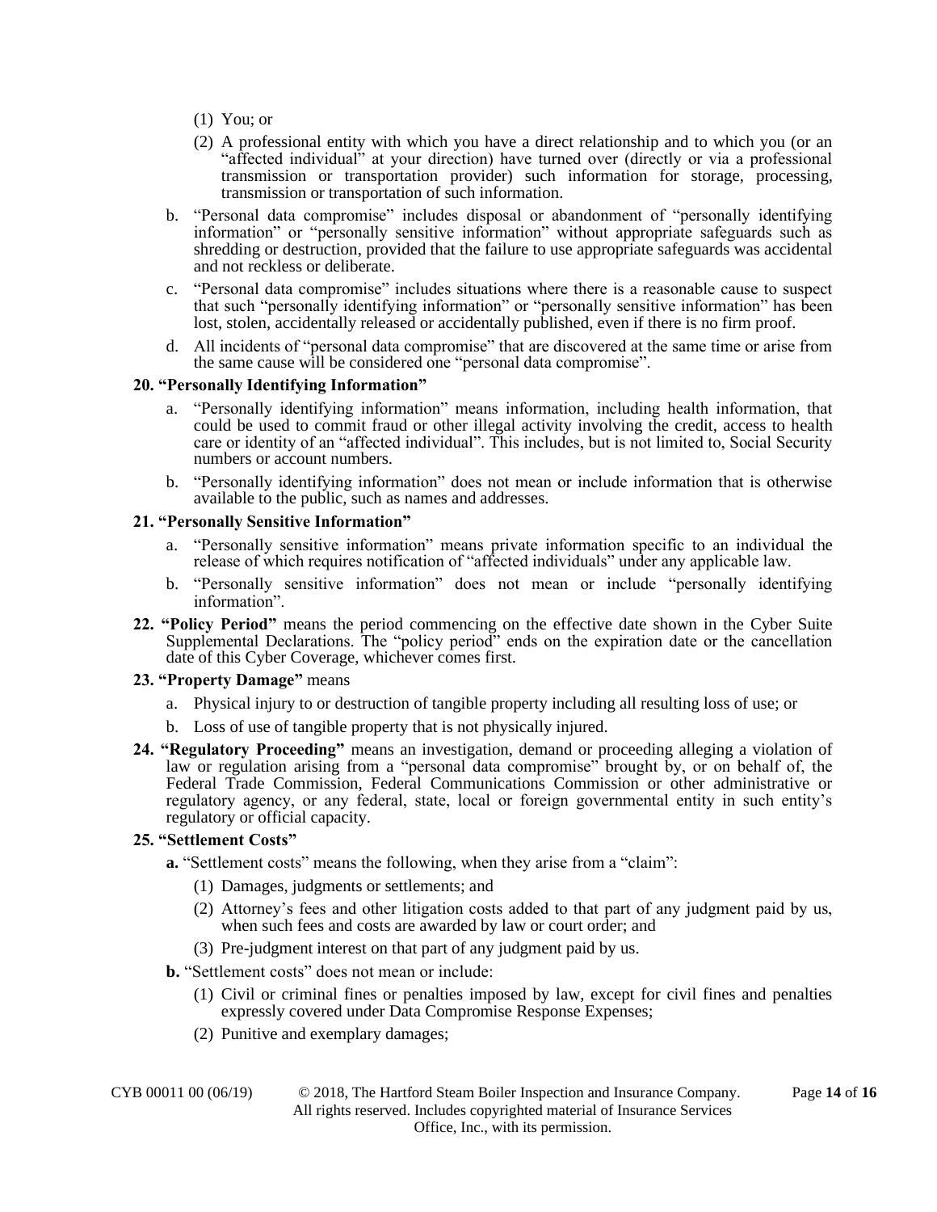(1) You; or

(2) A professional entity with which you have a direct relationship and to which you (or an "affected individual" at your direction) have turned over (directly or via a professional transmission or transportation provider) such information for storage, processing, transmission or transportation of such information.

b. "Personal data compromise" includes disposal or abandonment of "personally identifying information" or "personally sensitive information" without appropriate safeguards such as shredding or destruction, provided that the failure to use appropriate safeguards was accidental and not reckless or deliberate.

c. "Personal data compromise" includes situations where there is a reasonable cause to suspect that such "personally identifying information" or "personally sensitive information" has been lost, stolen, accidentally released or accidentally published, even if there is no firm proof.

d. All incidents of "personal data compromise" that are discovered at the same time or arise from the same cause will be considered one "personal data compromise".

**20. "Personally Identifying Information"**

a. "Personally identifying information" means information, including health information, that could be used to commit fraud or other illegal activity involving the credit, access to health care or identity of an "affected individual". This includes, but is not limited to, Social Security numbers or account numbers.

b. "Personally identifying information" does not mean or include information that is otherwise available to the public, such as names and addresses.

**21. "Personally Sensitive Information"**

a. "Personally sensitive information" means private information specific to an individual the release of which requires notification of "affected individuals" under any applicable law.

b. "Personally sensitive information" does not mean or include "personally identifying information".

**22. "Policy Period"** means the period commencing on the effective date shown in the Cyber Suite Supplemental Declarations. The "policy period" ends on the expiration date or the cancellation date of this Cyber Coverage, whichever comes first.

**23. "Property Damage"** means

a. Physical injury to or destruction of tangible property including all resulting loss of use; or

b. Loss of use of tangible property that is not physically injured.

**24. "Regulatory Proceeding"** means an investigation, demand or proceeding alleging a violation of law or regulation arising from a "personal data compromise" brought by, or on behalf of, the Federal Trade Commission, Federal Communications Commission or other administrative or regulatory agency, or any federal, state, local or foreign governmental entity in such entity's regulatory or official capacity.

**25. "Settlement Costs"**

**a.** "Settlement costs" means the following, when they arise from a "claim":

(1) Damages, judgments or settlements; and

(2) Attorney's fees and other litigation costs added to that part of any judgment paid by us, when such fees and costs are awarded by law or court order; and

(3) Pre-judgment interest on that part of any judgment paid by us.

**b.** "Settlement costs" does not mean or include:

(1) Civil or criminal fines or penalties imposed by law, except for civil fines and penalties expressly covered under Data Compromise Response Expenses;

(2) Punitive and exemplary damages;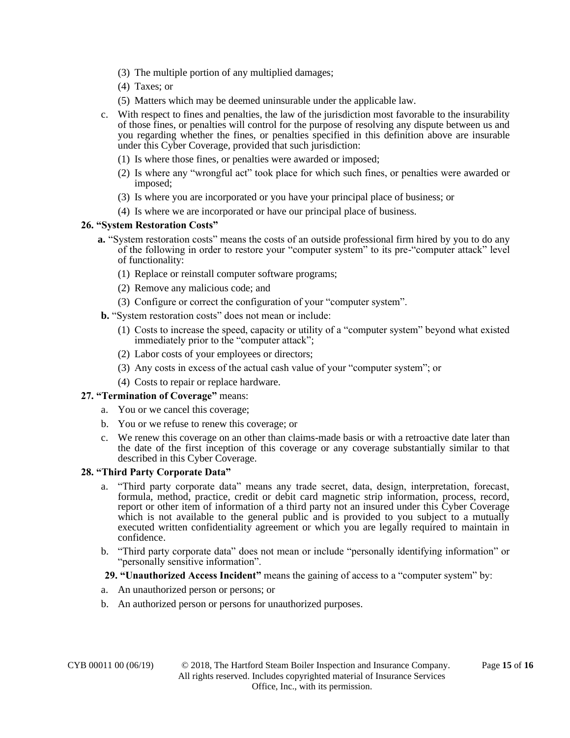(3) The multiple portion of any multiplied damages;

(4) Taxes; or

(5) Matters which may be deemed uninsurable under the applicable law.

c. With respect to fines and penalties, the law of the jurisdiction most favorable to the insurability of those fines, or penalties will control for the purpose of resolving any dispute between us and you regarding whether the fines, or penalties specified in this definition above are insurable under this Cyber Coverage, provided that such jurisdiction:

(1) Is where those fines, or penalties were awarded or imposed;

(2) Is where any "wrongful act" took place for which such fines, or penalties were awarded or imposed;

(3) Is where you are incorporated or you have your principal place of business; or

(4) Is where we are incorporated or have our principal place of business.

**26. "System Restoration Costs"**

**a.** "System restoration costs" means the costs of an outside professional firm hired by you to do any of the following in order to restore your "computer system" to its pre-"computer attack" level of functionality:

(1) Replace or reinstall computer software programs;

(2) Remove any malicious code; and

(3) Configure or correct the configuration of your "computer system".

**b.** "System restoration costs" does not mean or include:

(1) Costs to increase the speed, capacity or utility of a "computer system" beyond what existed immediately prior to the "computer attack";

(2) Labor costs of your employees or directors;

(3) Any costs in excess of the actual cash value of your "computer system"; or

(4) Costs to repair or replace hardware.

**27. "Termination of Coverage"** means:

a. You or we cancel this coverage;

b. You or we refuse to renew this coverage; or

c. We renew this coverage on an other than claims-made basis or with a retroactive date later than the date of the first inception of this coverage or any coverage substantially similar to that described in this Cyber Coverage.

**28. "Third Party Corporate Data"**

a. "Third party corporate data" means any trade secret, data, design, interpretation, forecast, formula, method, practice, credit or debit card magnetic strip information, process, record, report or other item of information of a third party not an insured under this Cyber Coverage which is not available to the general public and is provided to you subject to a mutually executed written confidentiality agreement or which you are legally required to maintain in confidence.

b. "Third party corporate data" does not mean or include "personally identifying information" or "personally sensitive information".

**29. "Unauthorized Access Incident"** means the gaining of access to a "computer system" by:

a. An unauthorized person or persons; or

b. An authorized person or persons for unauthorized purposes.

CYB 00011 00 (06/19) © 2018, The Hartford Steam Boiler Inspection and Insurance Company. All rights reserved. Includes copyrighted material of Insurance Services Office, Inc., with its permission.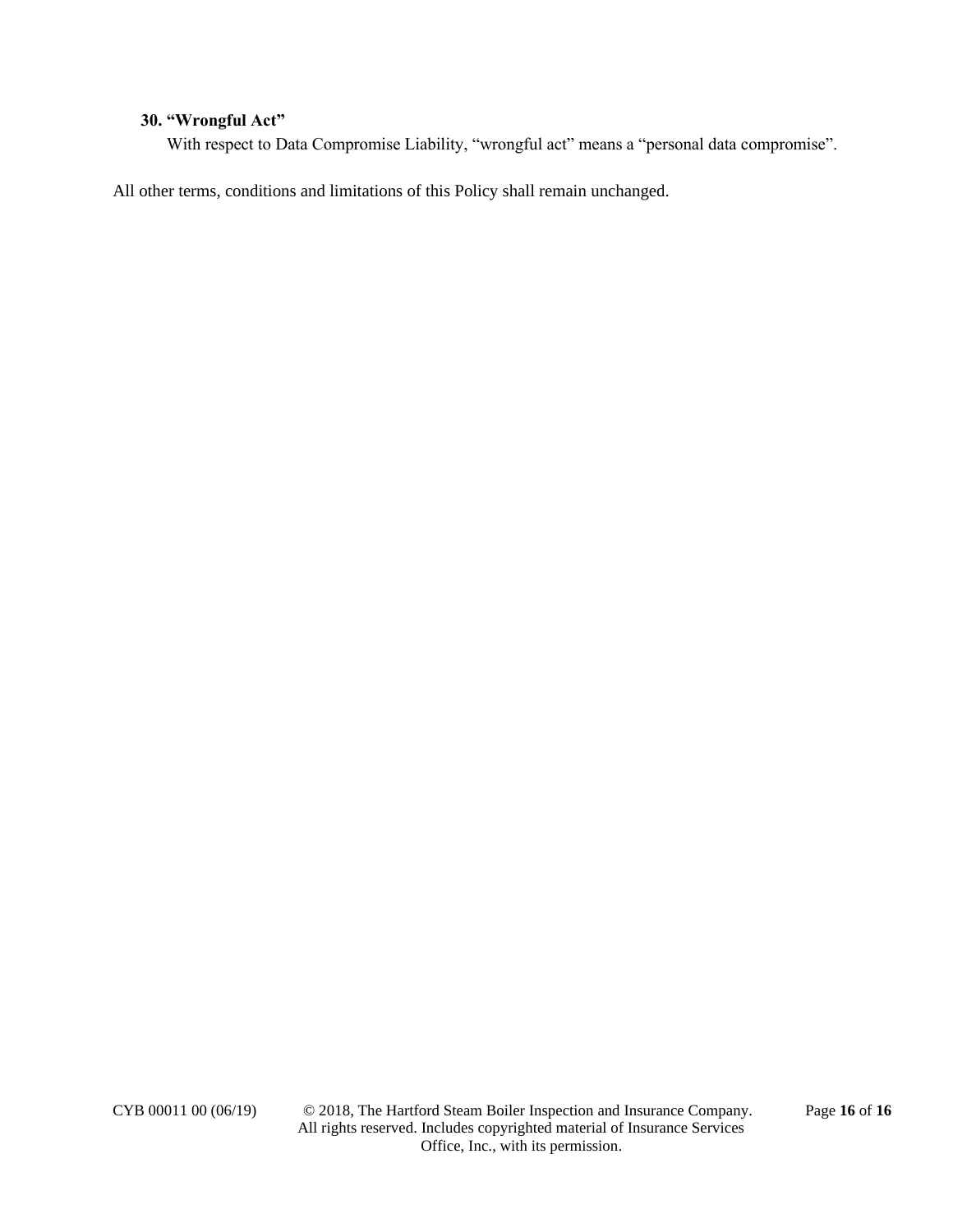**30. "Wrongful Act"**

With respect to Data Compromise Liability, "wrongful act" means a "personal data compromise".

All other terms, conditions and limitations of this Policy shall remain unchanged.